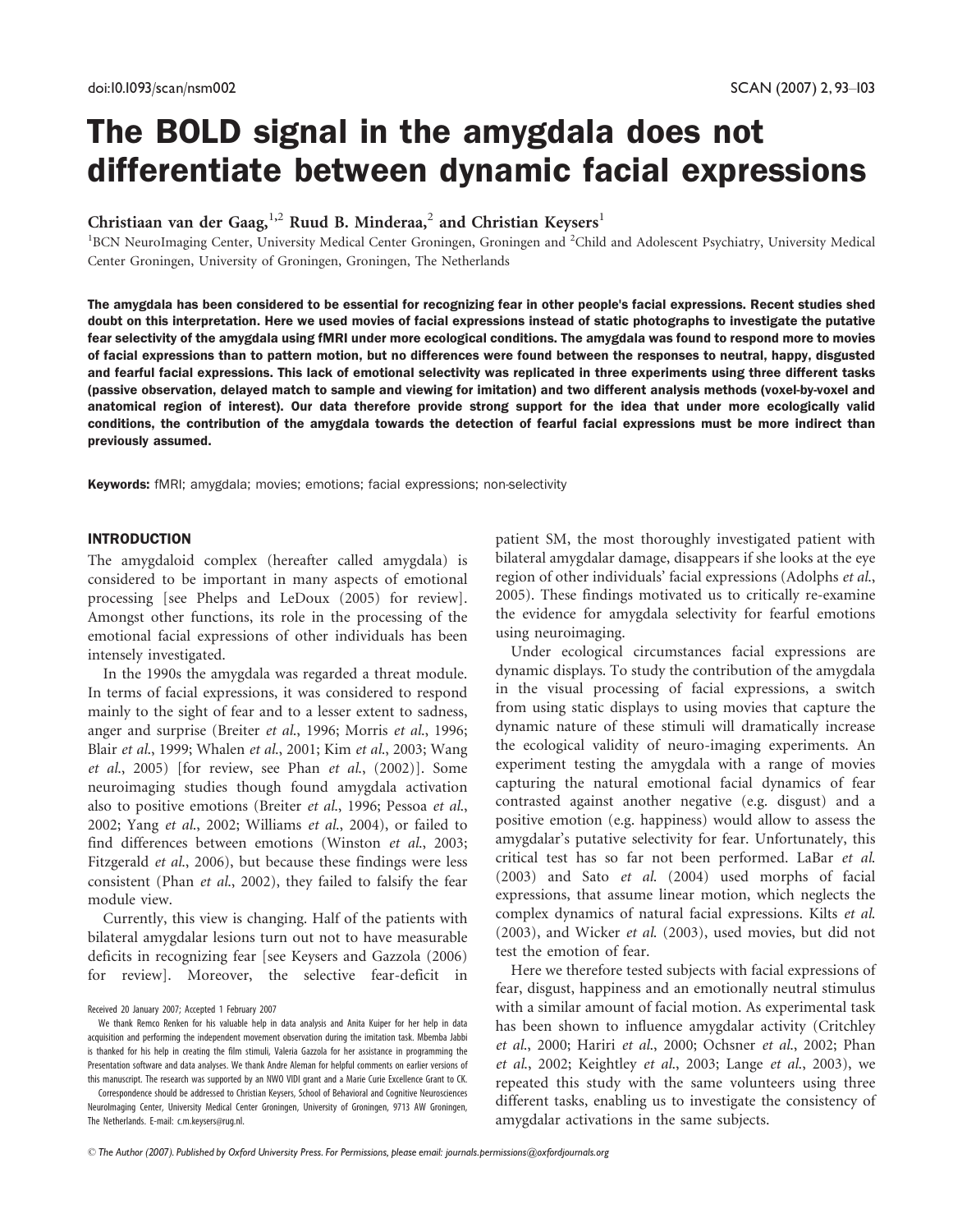# The BOLD signal in the amygdala does not differentiate between dynamic facial expressions

Christiaan van der Gaag,[1,2] Ruud B. Minderaa,[2] and Christian Keysers[1]

[1]BCN NeuroImaging Center, University Medical Center Groningen, Groningen and [2]Child and Adolescent Psychiatry, University Medical Center Groningen, University of Groningen, Groningen, The Netherlands

**The amygdala has been considered to be essential for recognizing fear in other people's facial expressions. Recent studies shed doubt on this interpretation. Here we used movies of facial expressions instead of static photographs to investigate the putative fear selectivity of the amygdala using fMRI under more ecological conditions. The amygdala was found to respond more to movies of facial expressions than to pattern motion, but no differences were found between the responses to neutral, happy, disgusted and fearful facial expressions. This lack of emotional selectivity was replicated in three experiments using three different tasks (passive observation, delayed match to sample and viewing for imitation) and two different analysis methods (voxel-by-voxel and anatomical region of interest). Our data therefore provide strong support for the idea that under more ecologically valid conditions, the contribution of the amygdala towards the detection of fearful facial expressions must be more indirect than previously assumed.**

**Keywords:** fMRI; amygdala; movies; emotions; facial expressions; non-selectivity

## INTRODUCTION

The amygdaloid complex (hereafter called amygdala) is considered to be important in many aspects of emotional processing [see Phelps and LeDoux (2005) for review]. Amongst other functions, its role in the processing of the emotional facial expressions of other individuals has been intensely investigated.

In the 1990s the amygdala was regarded a threat module. In terms of facial expressions, it was considered to respond mainly to the sight of fear and to a lesser extent to sadness, anger and surprise (Breiter *et al.*, 1996; Morris *et al.*, 1996; Blair *et al.*, 1999; Whalen *et al.*, 2001; Kim *et al.*, 2003; Wang *et al.*, 2005) [for review, see Phan *et al.*, (2002)]. Some neuroimaging studies though found amygdala activation also to positive emotions (Breiter *et al.*, 1996; Pessoa *et al.*, 2002; Yang *et al.*, 2002; Williams *et al.*, 2004), or failed to find differences between emotions (Winston *et al.*, 2003; Fitzgerald *et al.*, 2006), but because these findings were less consistent (Phan *et al.*, 2002), they failed to falsify the fear module view.

Currently, this view is changing. Half of the patients with bilateral amygdalar lesions turn out not to have measurable deficits in recognizing fear [see Keysers and Gazzola (2006) for review]. Moreover, the selective fear-deficit in patient SM, the most thoroughly investigated patient with bilateral amygdalar damage, disappears if she looks at the eye region of other individuals' facial expressions (Adolphs *et al.*, 2005). These findings motivated us to critically re-examine the evidence for amygdala selectivity for fearful emotions using neuroimaging.

Under ecological circumstances facial expressions are dynamic displays. To study the contribution of the amygdala in the visual processing of facial expressions, a switch from using static displays to using movies that capture the dynamic nature of these stimuli will dramatically increase the ecological validity of neuro-imaging experiments. An experiment testing the amygdala with a range of movies capturing the natural emotional facial dynamics of fear contrasted against another negative (e.g. disgust) and a positive emotion (e.g. happiness) would allow to assess the amygdalar's putative selectivity for fear. Unfortunately, this critical test has so far not been performed. LaBar *et al.* (2003) and Sato *et al.* (2004) used morphs of facial expressions, that assume linear motion, which neglects the complex dynamics of natural facial expressions. Kilts *et al.* (2003), and Wicker *et al.* (2003), used movies, but did not test the emotion of fear.

Here we therefore tested subjects with facial expressions of fear, disgust, happiness and an emotionally neutral stimulus with a similar amount of facial motion. As experimental task has been shown to influence amygdalar activity (Critchley *et al.*, 2000; Hariri *et al.*, 2000; Ochsner *et al.*, 2002; Phan *et al.*, 2002; Keightley *et al.*, 2003; Lange *et al.*, 2003), we repeated this study with the same volunteers using three different tasks, enabling us to investigate the consistency of amygdalar activations in the same subjects.

Received 20 January 2007; Accepted 1 February 2007

We thank Remco Renken for his valuable help in data analysis and Anita Kuiper for her help in data acquisition and performing the independent movement observation during the imitation task. Mbemba Jabbi is thanked for his help in creating the film stimuli, Valeria Gazzola for her assistance in programming the Presentation software and data analyses. We thank Andre Aleman for helpful comments on earlier versions of this manuscript. The research was supported by an NWO VIDI grant and a Marie Curie Excellence Grant to CK.

Correspondence should be addressed to Christian Keysers, School of Behavioral and Cognitive Neurosciences NeuroImaging Center, University Medical Center Groningen, University of Groningen, 9713 AW Groningen, The Netherlands. E-mail: c.m.keysers@rug.nl.

© The Author (2007). Published by Oxford University Press. For Permissions, please email: journals.permissions@oxfordjournals.org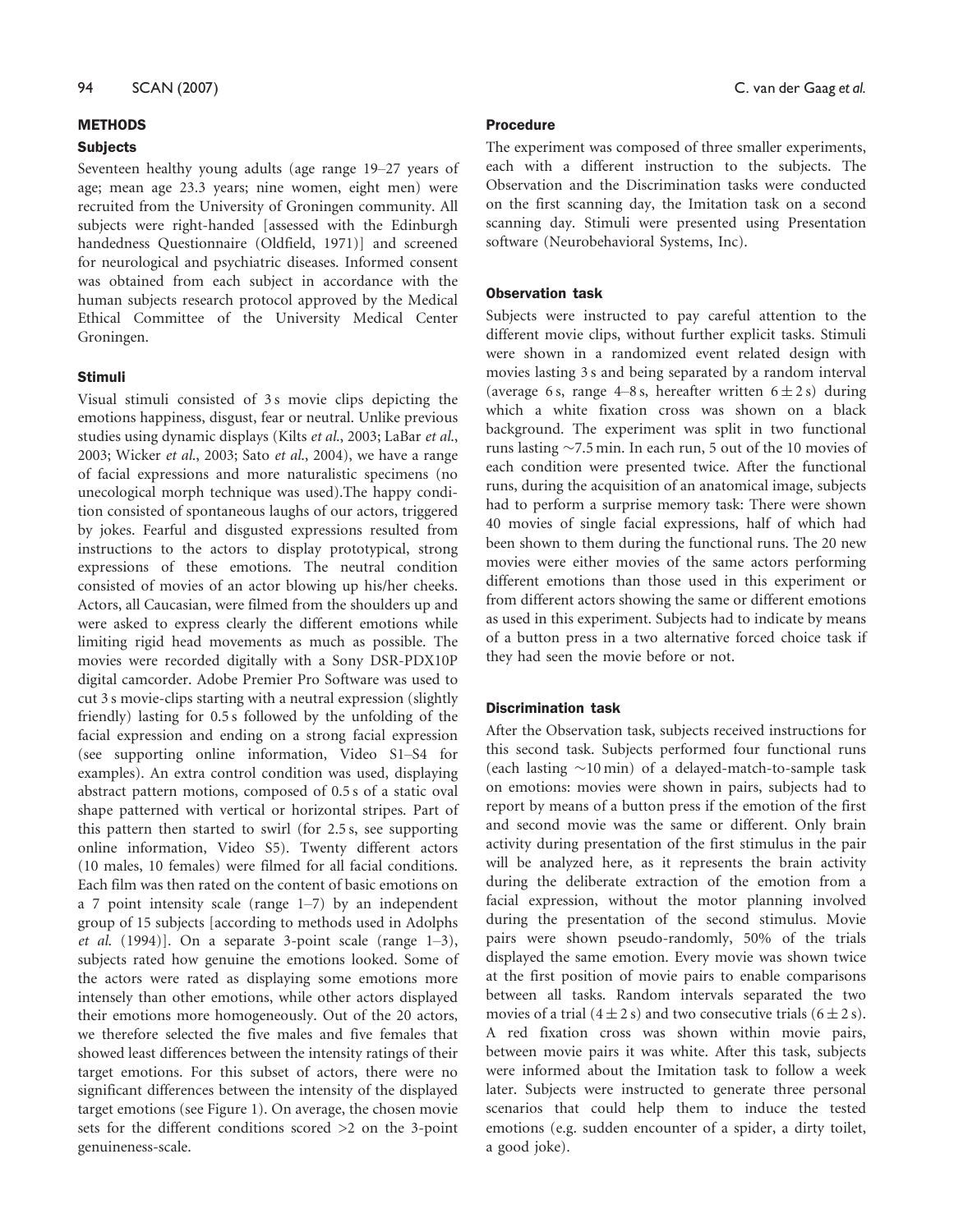## METHODS

### Subjects

Seventeen healthy young adults (age range 19–27 years of age; mean age 23.3 years; nine women, eight men) were recruited from the University of Groningen community. All subjects were right-handed [assessed with the Edinburgh handedness Questionnaire (Oldfield, 1971)] and screened for neurological and psychiatric diseases. Informed consent was obtained from each subject in accordance with the human subjects research protocol approved by the Medical Ethical Committee of the University Medical Center Groningen.

### Stimuli

Visual stimuli consisted of 3 s movie clips depicting the emotions happiness, disgust, fear or neutral. Unlike previous studies using dynamic displays (Kilts *et al.*, 2003; LaBar *et al.*, 2003; Wicker *et al.*, 2003; Sato *et al.*, 2004), we have a range of facial expressions and more naturalistic specimens (no unecological morph technique was used).The happy condition consisted of spontaneous laughs of our actors, triggered by jokes. Fearful and disgusted expressions resulted from instructions to the actors to display prototypical, strong expressions of these emotions. The neutral condition consisted of movies of an actor blowing up his/her cheeks. Actors, all Caucasian, were filmed from the shoulders up and were asked to express clearly the different emotions while limiting rigid head movements as much as possible. The movies were recorded digitally with a Sony DSR-PDX10P digital camcorder. Adobe Premier Pro Software was used to cut 3 s movie-clips starting with a neutral expression (slightly friendly) lasting for 0.5 s followed by the unfolding of the facial expression and ending on a strong facial expression (see supporting online information, Video S1–S4 for examples). An extra control condition was used, displaying abstract pattern motions, composed of 0.5 s of a static oval shape patterned with vertical or horizontal stripes. Part of this pattern then started to swirl (for 2.5 s, see supporting online information, Video S5). Twenty different actors (10 males, 10 females) were filmed for all facial conditions. Each film was then rated on the content of basic emotions on a 7 point intensity scale (range 1–7) by an independent group of 15 subjects [according to methods used in Adolphs *et al.* (1994)]. On a separate 3-point scale (range 1–3), subjects rated how genuine the emotions looked. Some of the actors were rated as displaying some emotions more intensely than other emotions, while other actors displayed their emotions more homogeneously. Out of the 20 actors, we therefore selected the five males and five females that showed least differences between the intensity ratings of their target emotions. For this subset of actors, there were no significant differences between the intensity of the displayed target emotions (see Figure 1). On average, the chosen movie sets for the different conditions scored >2 on the 3-point genuineness-scale.

### Procedure

The experiment was composed of three smaller experiments, each with a different instruction to the subjects. The Observation and the Discrimination tasks were conducted on the first scanning day, the Imitation task on a second scanning day. Stimuli were presented using Presentation software (Neurobehavioral Systems, Inc).

### Observation task

Subjects were instructed to pay careful attention to the different movie clips, without further explicit tasks. Stimuli were shown in a randomized event related design with movies lasting 3 s and being separated by a random interval (average 6 s, range 4–8 s, hereafter written $6 \pm 2$ s) during which a white fixation cross was shown on a black background. The experiment was split in two functional runs lasting ~7.5 min. In each run, 5 out of the 10 movies of each condition were presented twice. After the functional runs, during the acquisition of an anatomical image, subjects had to perform a surprise memory task: There were shown 40 movies of single facial expressions, half of which had been shown to them during the functional runs. The 20 new movies were either movies of the same actors performing different emotions than those used in this experiment or from different actors showing the same or different emotions as used in this experiment. Subjects had to indicate by means of a button press in a two alternative forced choice task if they had seen the movie before or not.

### Discrimination task

After the Observation task, subjects received instructions for this second task. Subjects performed four functional runs (each lasting ~10 min) of a delayed-match-to-sample task on emotions: movies were shown in pairs, subjects had to report by means of a button press if the emotion of the first and second movie was the same or different. Only brain activity during presentation of the first stimulus in the pair will be analyzed here, as it represents the brain activity during the deliberate extraction of the emotion from a facial expression, without the motor planning involved during the presentation of the second stimulus. Movie pairs were shown pseudo-randomly, 50% of the trials displayed the same emotion. Every movie was shown twice at the first position of movie pairs to enable comparisons between all tasks. Random intervals separated the two movies of a trial ($4 \pm 2$ s) and two consecutive trials ($6 \pm 2$ s). A red fixation cross was shown within movie pairs, between movie pairs it was white. After this task, subjects were informed about the Imitation task to follow a week later. Subjects were instructed to generate three personal scenarios that could help them to induce the tested emotions (e.g. sudden encounter of a spider, a dirty toilet, a good joke).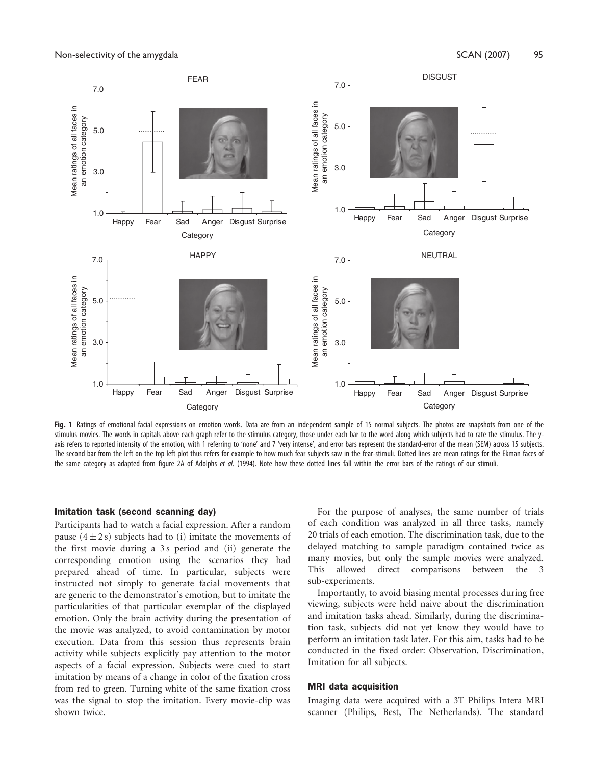FEAR

7.0

5.0

3.0

1.0

Mean ratings of all faces in an emotion category

Happy Fear Sad Anger Disgust Surprise

Category

DISGUST

7.0

5.0

3.0

1.0

Mean ratings of all faces in an emotion category

Happy Fear Sad Anger Disgust Surprise

Category

HAPPY

7.0

5.0

3.0

1.0

Mean ratings of all faces in an emotion category

Happy Fear Sad Anger Disgust Surprise

Category

NEUTRAL

7.0

5.0

3.0

1.0

Mean ratings of all faces in an emotion category

Happy Fear Sad Anger Disgust Surprise

Category

**Fig. 1** Ratings of emotional facial expressions on emotion words. Data are from an independent sample of 15 normal subjects. The photos are snapshots from one of the stimulus movies. The words in capitals above each graph refer to the stimulus category, those under each bar to the word along which subjects had to rate the stimulus. The y-axis refers to reported intensity of the emotion, with 1 referring to 'none' and 7 'very intense', and error bars represent the standard-error of the mean (SEM) across 15 subjects. The second bar from the left on the top left plot thus refers for example to how much fear subjects saw in the fear-stimuli. Dotted lines are mean ratings for the Ekman faces of the same category as adapted from figure 2A of Adolphs *et al*. (1994). Note how these dotted lines fall within the error bars of the ratings of our stimuli.

### Imitation task (second scanning day)

Participants had to watch a facial expression. After a random pause ($4 \pm 2$ s) subjects had to (i) imitate the movements of the first movie during a 3 s period and (ii) generate the corresponding emotion using the scenarios they had prepared ahead of time. In particular, subjects were instructed not simply to generate facial movements that are generic to the demonstrator's emotion, but to imitate the particularities of that particular exemplar of the displayed emotion. Only the brain activity during the presentation of the movie was analyzed, to avoid contamination by motor execution. Data from this session thus represents brain activity while subjects explicitly pay attention to the motor aspects of a facial expression. Subjects were cued to start imitation by means of a change in color of the fixation cross from red to green. Turning white of the same fixation cross was the signal to stop the imitation. Every movie-clip was shown twice.

For the purpose of analyses, the same number of trials of each condition was analyzed in all three tasks, namely 20 trials of each emotion. The discrimination task, due to the delayed matching to sample paradigm contained twice as many movies, but only the sample movies were analyzed. This allowed direct comparisons between the 3 sub-experiments.

Importantly, to avoid biasing mental processes during free viewing, subjects were held naive about the discrimination and imitation tasks ahead. Similarly, during the discrimination task, subjects did not yet know they would have to perform an imitation task later. For this aim, tasks had to be conducted in the fixed order: Observation, Discrimination, Imitation for all subjects.

### MRI data acquisition

Imaging data were acquired with a 3T Philips Intera MRI scanner (Philips, Best, The Netherlands). The standard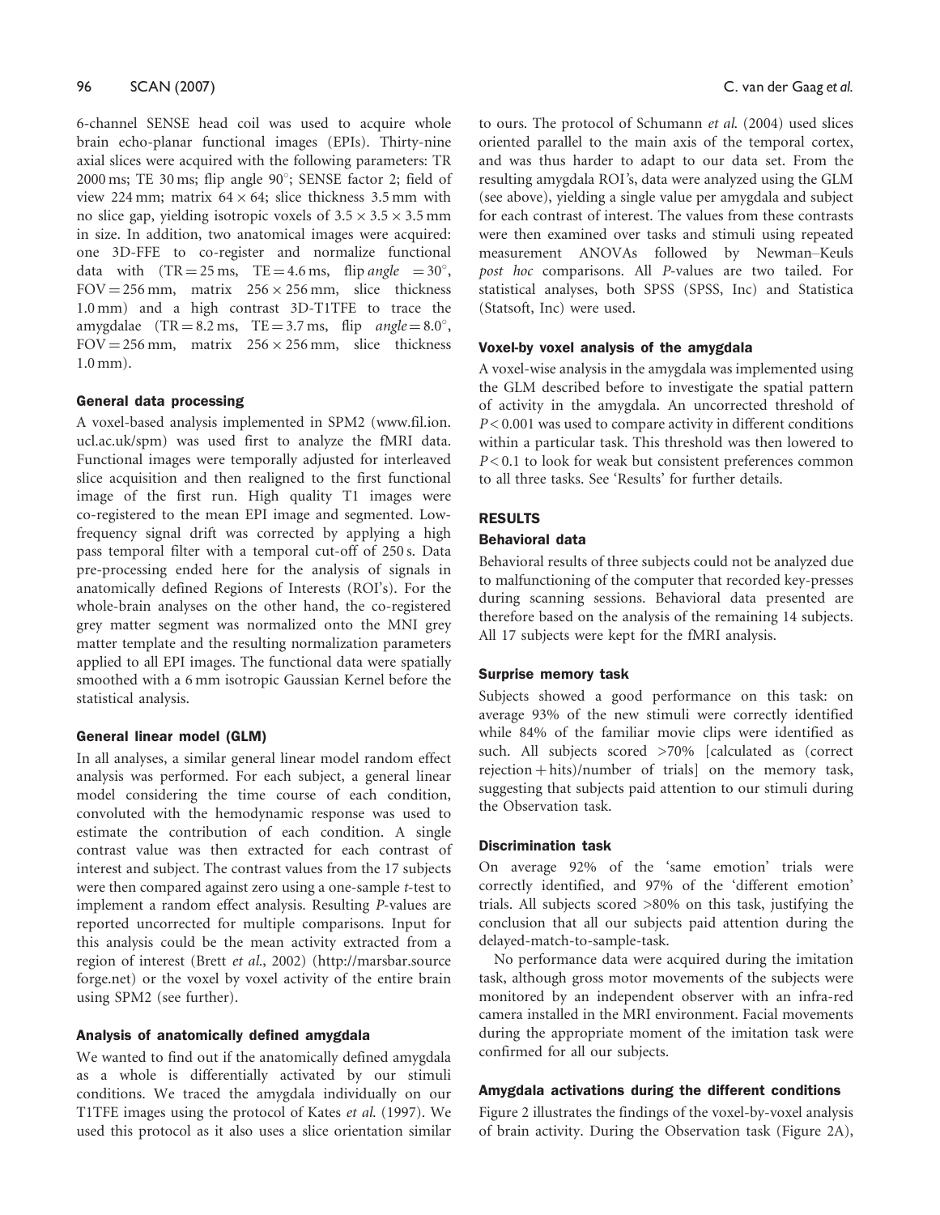6-channel SENSE head coil was used to acquire whole brain echo-planar functional images (EPIs). Thirty-nine axial slices were acquired with the following parameters: TR 2000 ms; TE 30 ms; flip angle 90°; SENSE factor 2; field of view 224 mm; matrix $64 \times 64$; slice thickness 3.5 mm with no slice gap, yielding isotropic voxels of $3.5 \times 3.5 \times 3.5$ mm in size. In addition, two anatomical images were acquired: one 3D-FFE to co-register and normalize functional data with (TR = 25 ms, TE = 4.6 ms, flip *angle* = 30°, FOV = 256 mm, matrix $256 \times 256$ mm, slice thickness 1.0 mm) and a high contrast 3D-T1TFE to trace the amygdalae (TR = 8.2 ms, TE = 3.7 ms, flip *angle* = 8.0°, FOV = 256 mm, matrix $256 \times 256$ mm, slice thickness 1.0 mm).

### General data processing

A voxel-based analysis implemented in SPM2 (www.fil.ion.ucl.ac.uk/spm) was used first to analyze the fMRI data. Functional images were temporally adjusted for interleaved slice acquisition and then realigned to the first functional image of the first run. High quality T1 images were co-registered to the mean EPI image and segmented. Low-frequency signal drift was corrected by applying a high pass temporal filter with a temporal cut-off of 250 s. Data pre-processing ended here for the analysis of signals in anatomically defined Regions of Interests (ROI's). For the whole-brain analyses on the other hand, the co-registered grey matter segment was normalized onto the MNI grey matter template and the resulting normalization parameters applied to all EPI images. The functional data were spatially smoothed with a 6 mm isotropic Gaussian Kernel before the statistical analysis.

### General linear model (GLM)

In all analyses, a similar general linear model random effect analysis was performed. For each subject, a general linear model considering the time course of each condition, convoluted with the hemodynamic response was used to estimate the contribution of each condition. A single contrast value was then extracted for each contrast of interest and subject. The contrast values from the 17 subjects were then compared against zero using a one-sample *t*-test to implement a random effect analysis. Resulting *P*-values are reported uncorrected for multiple comparisons. Input for this analysis could be the mean activity extracted from a region of interest (Brett *et al.*, 2002) (http://marsbar.sourceforge.net) or the voxel by voxel activity of the entire brain using SPM2 (see further).

### Analysis of anatomically defined amygdala

We wanted to find out if the anatomically defined amygdala as a whole is differentially activated by our stimuli conditions. We traced the amygdala individually on our T1TFE images using the protocol of Kates *et al.* (1997). We used this protocol as it also uses a slice orientation similar to ours. The protocol of Schumann *et al.* (2004) used slices oriented parallel to the main axis of the temporal cortex, and was thus harder to adapt to our data set. From the resulting amygdala ROI's, data were analyzed using the GLM (see above), yielding a single value per amygdala and subject for each contrast of interest. The values from these contrasts were then examined over tasks and stimuli using repeated measurement ANOVAs followed by Newman–Keuls *post hoc* comparisons. All *P*-values are two tailed. For statistical analyses, both SPSS (SPSS, Inc) and Statistica (Statsoft, Inc) were used.

### Voxel-by voxel analysis of the amygdala

A voxel-wise analysis in the amygdala was implemented using the GLM described before to investigate the spatial pattern of activity in the amygdala. An uncorrected threshold of $P < 0.001$ was used to compare activity in different conditions within a particular task. This threshold was then lowered to $P < 0.1$ to look for weak but consistent preferences common to all three tasks. See 'Results' for further details.

## RESULTS

### Behavioral data

Behavioral results of three subjects could not be analyzed due to malfunctioning of the computer that recorded key-presses during scanning sessions. Behavioral data presented are therefore based on the analysis of the remaining 14 subjects. All 17 subjects were kept for the fMRI analysis.

### Surprise memory task

Subjects showed a good performance on this task: on average 93% of the new stimuli were correctly identified while 84% of the familiar movie clips were identified as such. All subjects scored >70% [calculated as (correct rejection + hits)/number of trials] on the memory task, suggesting that subjects paid attention to our stimuli during the Observation task.

### Discrimination task

On average 92% of the 'same emotion' trials were correctly identified, and 97% of the 'different emotion' trials. All subjects scored >80% on this task, justifying the conclusion that all our subjects paid attention during the delayed-match-to-sample-task.

No performance data were acquired during the imitation task, although gross motor movements of the subjects were monitored by an independent observer with an infra-red camera installed in the MRI environment. Facial movements during the appropriate moment of the imitation task were confirmed for all our subjects.

### Amygdala activations during the different conditions

Figure 2 illustrates the findings of the voxel-by-voxel analysis of brain activity. During the Observation task (Figure 2A),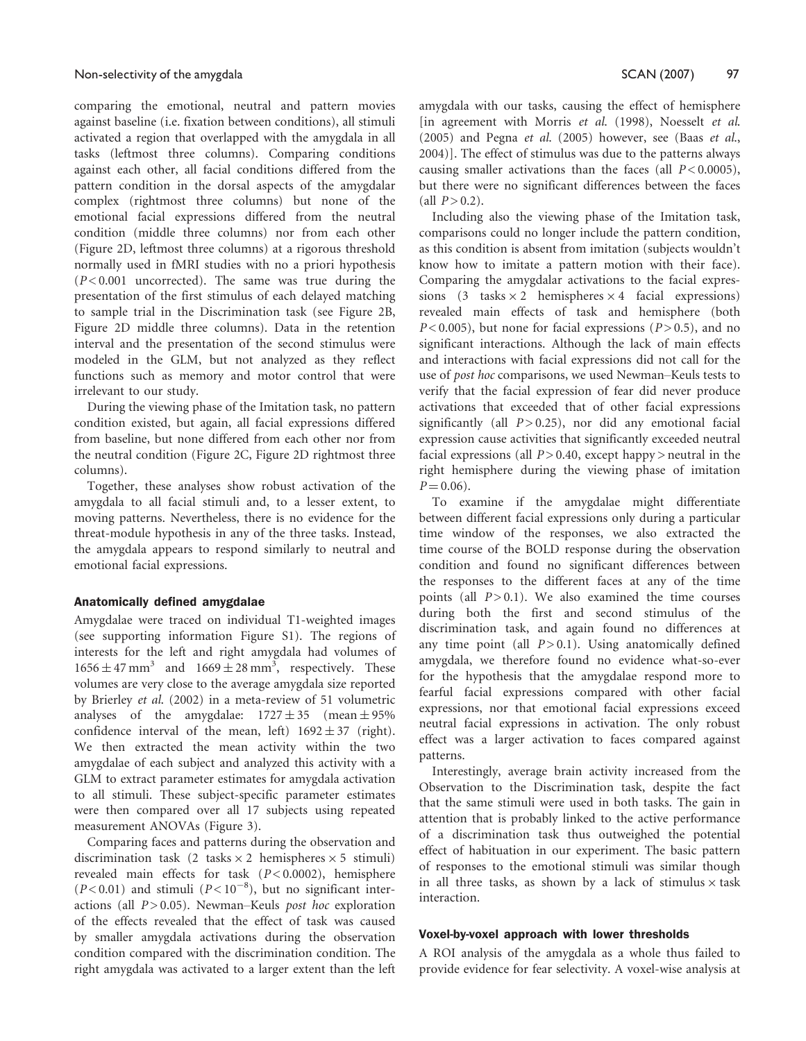comparing the emotional, neutral and pattern movies against baseline (i.e. fixation between conditions), all stimuli activated a region that overlapped with the amygdala in all tasks (leftmost three columns). Comparing conditions against each other, all facial conditions differed from the pattern condition in the dorsal aspects of the amygdalar complex (rightmost three columns) but none of the emotional facial expressions differed from the neutral condition (middle three columns) nor from each other (Figure 2D, leftmost three columns) at a rigorous threshold normally used in fMRI studies with no a priori hypothesis ($P < 0.001$ uncorrected). The same was true during the presentation of the first stimulus of each delayed matching to sample trial in the Discrimination task (see Figure 2B, Figure 2D middle three columns). Data in the retention interval and the presentation of the second stimulus were modeled in the GLM, but not analyzed as they reflect functions such as memory and motor control that were irrelevant to our study.

During the viewing phase of the Imitation task, no pattern condition existed, but again, all facial expressions differed from baseline, but none differed from each other nor from the neutral condition (Figure 2C, Figure 2D rightmost three columns).

Together, these analyses show robust activation of the amygdala to all facial stimuli and, to a lesser extent, to moving patterns. Nevertheless, there is no evidence for the threat-module hypothesis in any of the three tasks. Instead, the amygdala appears to respond similarly to neutral and emotional facial expressions.

### Anatomically defined amygdalae

Amygdalae were traced on individual T1-weighted images (see supporting information Figure S1). The regions of interests for the left and right amygdala had volumes of $1656 \pm 47\,\text{mm}^3$ and $1669 \pm 28\,\text{mm}^3$, respectively. These volumes are very close to the average amygdala size reported by Brierley *et al.* (2002) in a meta-review of 51 volumetric analyses of the amygdalae: $1727 \pm 35$ (mean $\pm$ 95% confidence interval of the mean, left) $1692 \pm 37$ (right). We then extracted the mean activity within the two amygdalae of each subject and analyzed this activity with a GLM to extract parameter estimates for amygdala activation to all stimuli. These subject-specific parameter estimates were then compared over all 17 subjects using repeated measurement ANOVAs (Figure 3).

Comparing faces and patterns during the observation and discrimination task (2 tasks $\times$ 2 hemispheres $\times$ 5 stimuli) revealed main effects for task ($P < 0.0002$), hemisphere ($P < 0.01$) and stimuli ($P < 10^{-8}$), but no significant interactions (all $P > 0.05$). Newman–Keuls *post hoc* exploration of the effects revealed that the effect of task was caused by smaller amygdala activations during the observation condition compared with the discrimination condition. The right amygdala was activated to a larger extent than the left amygdala with our tasks, causing the effect of hemisphere [in agreement with Morris *et al.* (1998), Noesselt *et al.* (2005) and Pegna *et al.* (2005) however, see (Baas *et al.*, 2004)]. The effect of stimulus was due to the patterns always causing smaller activations than the faces (all $P < 0.0005$), but there were no significant differences between the faces (all $P > 0.2$).

Including also the viewing phase of the Imitation task, comparisons could no longer include the pattern condition, as this condition is absent from imitation (subjects wouldn't know how to imitate a pattern motion with their face). Comparing the amygdalar activations to the facial expressions (3 tasks $\times$ 2 hemispheres $\times$ 4 facial expressions) revealed main effects of task and hemisphere (both $P < 0.005$), but none for facial expressions ($P > 0.5$), and no significant interactions. Although the lack of main effects and interactions with facial expressions did not call for the use of *post hoc* comparisons, we used Newman–Keuls tests to verify that the facial expression of fear did never produce activations that exceeded that of other facial expressions significantly (all $P > 0.25$), nor did any emotional facial expression cause activities that significantly exceeded neutral facial expressions (all $P > 0.40$, except happy > neutral in the right hemisphere during the viewing phase of imitation $P = 0.06$).

To examine if the amygdalae might differentiate between different facial expressions only during a particular time window of the responses, we also extracted the time course of the BOLD response during the observation condition and found no significant differences between the responses to the different faces at any of the time points (all $P > 0.1$). We also examined the time courses during both the first and second stimulus of the discrimination task, and again found no differences at any time point (all $P > 0.1$). Using anatomically defined amygdala, we therefore found no evidence what-so-ever for the hypothesis that the amygdalae respond more to fearful facial expressions compared with other facial expressions, nor that emotional facial expressions exceed neutral facial expressions in activation. The only robust effect was a larger activation to faces compared against patterns.

Interestingly, average brain activity increased from the Observation to the Discrimination task, despite the fact that the same stimuli were used in both tasks. The gain in attention that is probably linked to the active performance of a discrimination task thus outweighed the potential effect of habituation in our experiment. The basic pattern of responses to the emotional stimuli was similar though in all three tasks, as shown by a lack of stimulus $\times$ task interaction.

### Voxel-by-voxel approach with lower thresholds

A ROI analysis of the amygdala as a whole thus failed to provide evidence for fear selectivity. A voxel-wise analysis at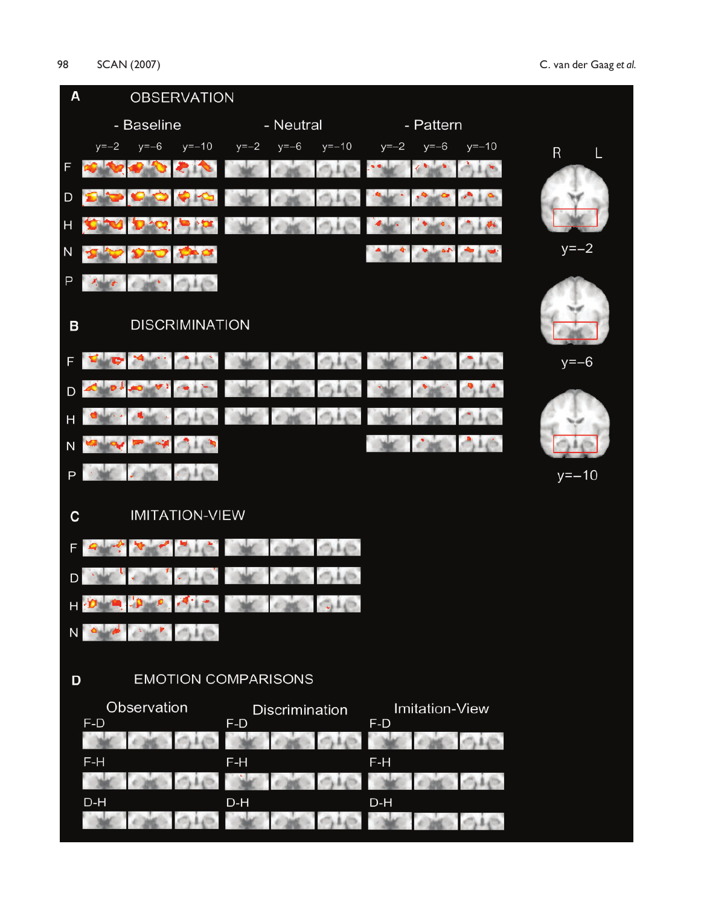**A** OBSERVATION

- Baseline
- Neutral
- Pattern

y=−2 y=−6 y=−10 y=−2 y=−6 y=−10 y=−2 y=−6 y=−10

F

D

H

N

P

R L

y=−2

y=−6

y=−10

**B** DISCRIMINATION

F

D

H

N

P

**C** IMITATION-VIEW

F

D

H

N

**D** EMOTION COMPARISONS

Observation

F-D

F-H

D-H

Discrimination

F-D

F-H

D-H

Imitation-View

F-D

F-H

D-H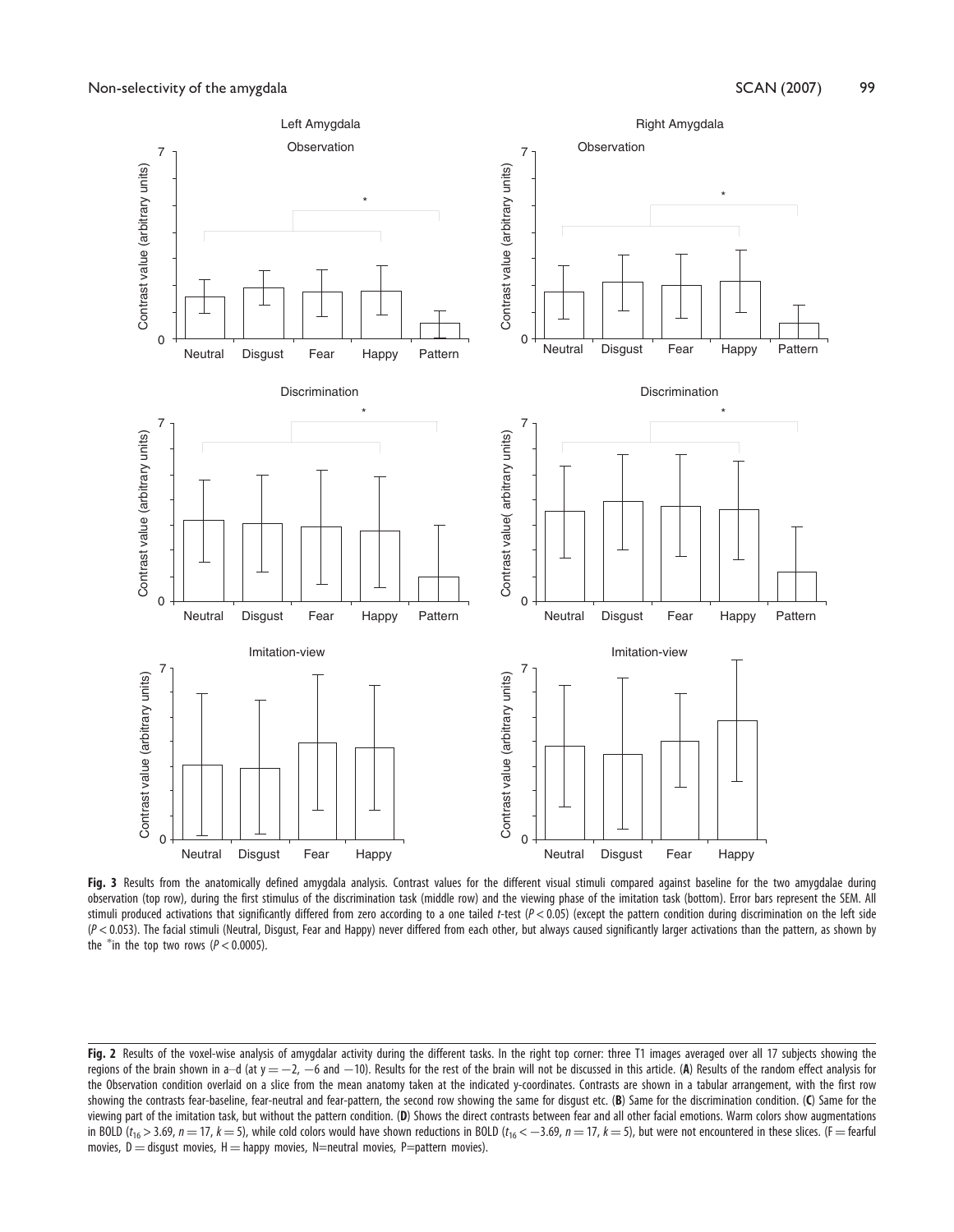**Fig. 3** Results from the anatomically defined amygdala analysis. Contrast values for the different visual stimuli compared against baseline for the two amygdalae during observation (top row), during the first stimulus of the discrimination task (middle row) and the viewing phase of the imitation task (bottom). Error bars represent the SEM. All stimuli produced activations that significantly differed from zero according to a one tailed *t*-test ($P < 0.05$) (except the pattern condition during discrimination on the left side ($P < 0.053$). The facial stimuli (Neutral, Disgust, Fear and Happy) never differed from each other, but always caused significantly larger activations than the pattern, as shown by the * in the top two rows ($P < 0.0005$).

**Fig. 2** Results of the voxel-wise analysis of amygdalar activity during the different tasks. In the right top corner: three T1 images averaged over all 17 subjects showing the regions of the brain shown in a–d (at y = −2, −6 and −10). Results for the rest of the brain will not be discussed in this article. (**A**) Results of the random effect analysis for the Observation condition overlaid on a slice from the mean anatomy taken at the indicated y-coordinates. Contrasts are shown in a tabular arrangement, with the first row showing the contrasts fear-baseline, fear-neutral and fear-pattern, the second row showing the same for disgust etc. (**B**) Same for the discrimination condition. (**C**) Same for the viewing part of the imitation task, but without the pattern condition. (**D**) Shows the direct contrasts between fear and all other facial emotions. Warm colors show augmentations in BOLD ($t_{16} > 3.69$, $n = 17$, $k = 5$), while cold colors would have shown reductions in BOLD ($t_{16} < -3.69$, $n = 17$, $k = 5$), but were not encountered in these slices. (F = fearful movies, D = disgust movies, H = happy movies, N=neutral movies, P=pattern movies).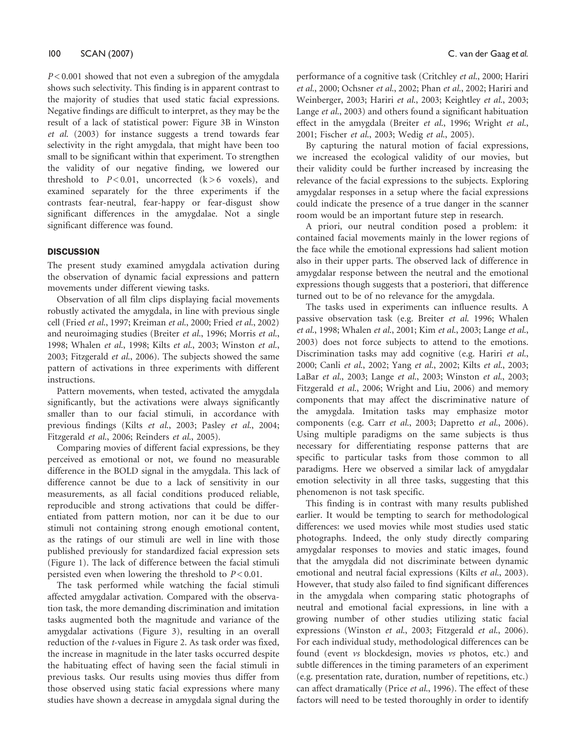$P < 0.001$ showed that not even a subregion of the amygdala shows such selectivity. This finding is in apparent contrast to the majority of studies that used static facial expressions. Negative findings are difficult to interpret, as they may be the result of a lack of statistical power: Figure 3B in Winston *et al.* (2003) for instance suggests a trend towards fear selectivity in the right amygdala, that might have been too small to be significant within that experiment. To strengthen the validity of our negative finding, we lowered our threshold to $P < 0.01$, uncorrected ($k > 6$ voxels), and examined separately for the three experiments if the contrasts fear-neutral, fear-happy or fear-disgust show significant differences in the amygdalae. Not a single significant difference was found.

## DISCUSSION

The present study examined amygdala activation during the observation of dynamic facial expressions and pattern movements under different viewing tasks.

Observation of all film clips displaying facial movements robustly activated the amygdala, in line with previous single cell (Fried *et al.*, 1997; Kreiman *et al.*, 2000; Fried *et al.*, 2002) and neuroimaging studies (Breiter *et al.*, 1996; Morris *et al.*, 1998; Whalen *et al.*, 1998; Kilts *et al.*, 2003; Winston *et al.*, 2003; Fitzgerald *et al.*, 2006). The subjects showed the same pattern of activations in three experiments with different instructions.

Pattern movements, when tested, activated the amygdala significantly, but the activations were always significantly smaller than to our facial stimuli, in accordance with previous findings (Kilts *et al.*, 2003; Pasley *et al.*, 2004; Fitzgerald *et al.*, 2006; Reinders *et al.*, 2005).

Comparing movies of different facial expressions, be they perceived as emotional or not, we found no measurable difference in the BOLD signal in the amygdala. This lack of difference cannot be due to a lack of sensitivity in our measurements, as all facial conditions produced reliable, reproducible and strong activations that could be differentiated from pattern motion, nor can it be due to our stimuli not containing strong enough emotional content, as the ratings of our stimuli are well in line with those published previously for standardized facial expression sets (Figure 1). The lack of difference between the facial stimuli persisted even when lowering the threshold to $P < 0.01$.

The task performed while watching the facial stimuli affected amygdalar activation. Compared with the observation task, the more demanding discrimination and imitation tasks augmented both the magnitude and variance of the amygdalar activations (Figure 3), resulting in an overall reduction of the *t*-values in Figure 2. As task order was fixed, the increase in magnitude in the later tasks occurred despite the habituating effect of having seen the facial stimuli in previous tasks. Our results using movies thus differ from those observed using static facial expressions where many studies have shown a decrease in amygdala signal during the performance of a cognitive task (Critchley *et al.*, 2000; Hariri *et al.*, 2000; Ochsner *et al.*, 2002; Phan *et al.*, 2002; Hariri and Weinberger, 2003; Hariri *et al.*, 2003; Keightley *et al.*, 2003; Lange *et al.*, 2003) and others found a significant habituation effect in the amygdala (Breiter *et al.*, 1996; Wright *et al.*, 2001; Fischer *et al.*, 2003; Wedig *et al.*, 2005).

By capturing the natural motion of facial expressions, we increased the ecological validity of our movies, but their validity could be further increased by increasing the relevance of the facial expressions to the subjects. Exploring amygdalar responses in a setup where the facial expressions could indicate the presence of a true danger in the scanner room would be an important future step in research.

A priori, our neutral condition posed a problem: it contained facial movements mainly in the lower regions of the face while the emotional expressions had salient motion also in their upper parts. The observed lack of difference in amygdalar response between the neutral and the emotional expressions though suggests that a posteriori, that difference turned out to be of no relevance for the amygdala.

The tasks used in experiments can influence results. A passive observation task (e.g. Breiter *et al.* 1996; Whalen *et al.*, 1998; Whalen *et al.*, 2001; Kim *et al.*, 2003; Lange *et al.*, 2003) does not force subjects to attend to the emotions. Discrimination tasks may add cognitive (e.g. Hariri *et al.*, 2000; Canli *et al.*, 2002; Yang *et al.*, 2002; Kilts *et al.*, 2003; LaBar *et al.*, 2003; Lange *et al.*, 2003; Winston *et al.*, 2003; Fitzgerald *et al.*, 2006; Wright and Liu, 2006) and memory components that may affect the discriminative nature of the amygdala. Imitation tasks may emphasize motor components (e.g. Carr *et al.*, 2003; Dapretto *et al.*, 2006). Using multiple paradigms on the same subjects is thus necessary for differentiating response patterns that are specific to particular tasks from those common to all paradigms. Here we observed a similar lack of amygdalar emotion selectivity in all three tasks, suggesting that this phenomenon is not task specific.

This finding is in contrast with many results published earlier. It would be tempting to search for methodological differences: we used movies while most studies used static photographs. Indeed, the only study directly comparing amygdalar responses to movies and static images, found that the amygdala did not discriminate between dynamic emotional and neutral facial expressions (Kilts *et al.*, 2003). However, that study also failed to find significant differences in the amygdala when comparing static photographs of neutral and emotional facial expressions, in line with a growing number of other studies utilizing static facial expressions (Winston *et al.*, 2003; Fitzgerald *et al.*, 2006). For each individual study, methodological differences can be found (event *vs* blockdesign, movies *vs* photos, etc.) and subtle differences in the timing parameters of an experiment (e.g. presentation rate, duration, number of repetitions, etc.) can affect dramatically (Price *et al.*, 1996). The effect of these factors will need to be tested thoroughly in order to identify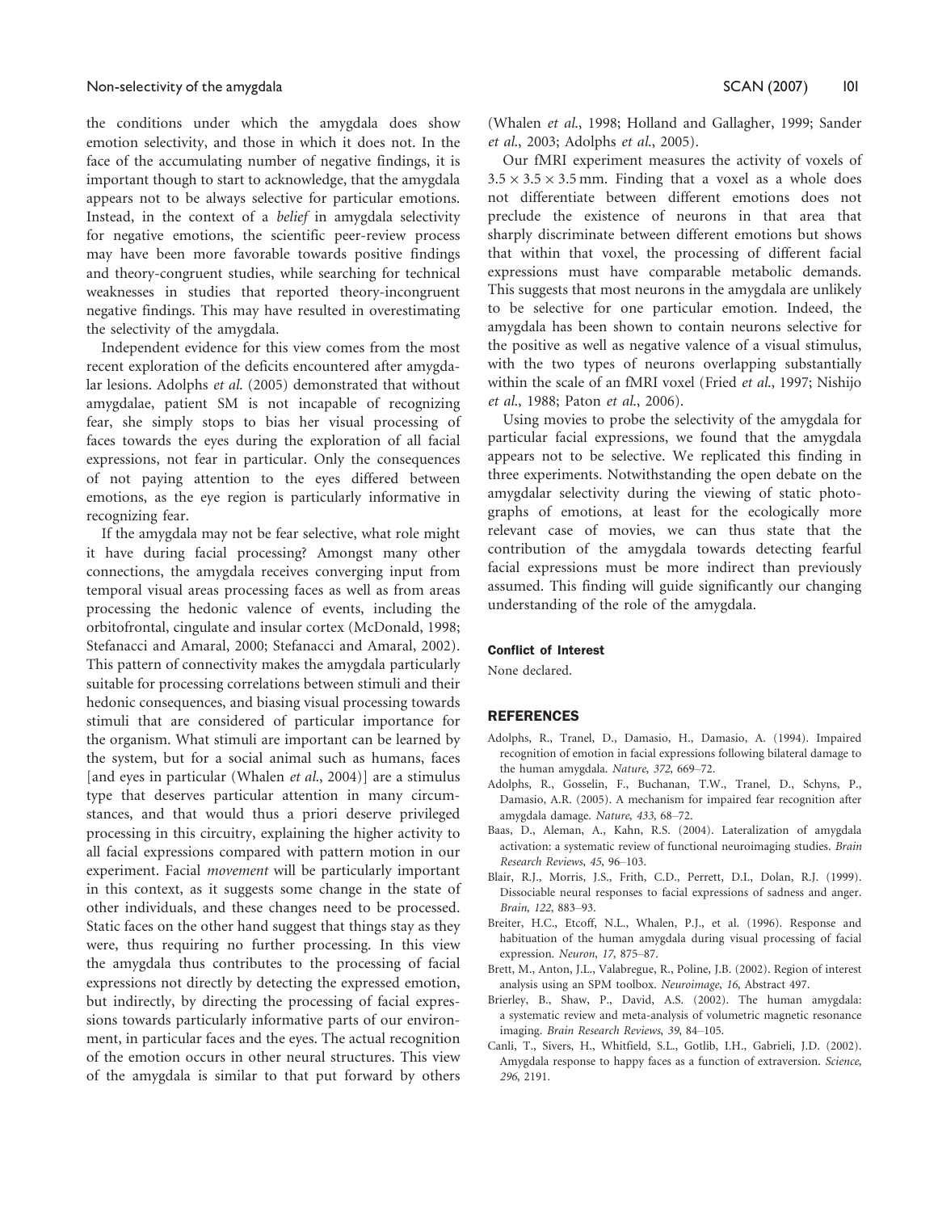the conditions under which the amygdala does show emotion selectivity, and those in which it does not. In the face of the accumulating number of negative findings, it is important though to start to acknowledge, that the amygdala appears not to be always selective for particular emotions. Instead, in the context of a *belief* in amygdala selectivity for negative emotions, the scientific peer-review process may have been more favorable towards positive findings and theory-congruent studies, while searching for technical weaknesses in studies that reported theory-incongruent negative findings. This may have resulted in overestimating the selectivity of the amygdala.

Independent evidence for this view comes from the most recent exploration of the deficits encountered after amygdalar lesions. Adolphs *et al.* (2005) demonstrated that without amygdalae, patient SM is not incapable of recognizing fear, she simply stops to bias her visual processing of faces towards the eyes during the exploration of all facial expressions, not fear in particular. Only the consequences of not paying attention to the eyes differed between emotions, as the eye region is particularly informative in recognizing fear.

If the amygdala may not be fear selective, what role might it have during facial processing? Amongst many other connections, the amygdala receives converging input from temporal visual areas processing faces as well as from areas processing the hedonic valence of events, including the orbitofrontal, cingulate and insular cortex (McDonald, 1998; Stefanacci and Amaral, 2000; Stefanacci and Amaral, 2002). This pattern of connectivity makes the amygdala particularly suitable for processing correlations between stimuli and their hedonic consequences, and biasing visual processing towards stimuli that are considered of particular importance for the organism. What stimuli are important can be learned by the system, but for a social animal such as humans, faces [and eyes in particular (Whalen *et al.*, 2004)] are a stimulus type that deserves particular attention in many circumstances, and that would thus a priori deserve privileged processing in this circuitry, explaining the higher activity to all facial expressions compared with pattern motion in our experiment. Facial *movement* will be particularly important in this context, as it suggests some change in the state of other individuals, and these changes need to be processed. Static faces on the other hand suggest that things stay as they were, thus requiring no further processing. In this view the amygdala thus contributes to the processing of facial expressions not directly by detecting the expressed emotion, but indirectly, by directing the processing of facial expressions towards particularly informative parts of our environment, in particular faces and the eyes. The actual recognition of the emotion occurs in other neural structures. This view of the amygdala is similar to that put forward by others (Whalen *et al.*, 1998; Holland and Gallagher, 1999; Sander *et al.*, 2003; Adolphs *et al.*, 2005).

Our fMRI experiment measures the activity of voxels of $3.5 \times 3.5 \times 3.5$ mm. Finding that a voxel as a whole does not differentiate between different emotions does not preclude the existence of neurons in that area that sharply discriminate between different emotions but shows that within that voxel, the processing of different facial expressions must have comparable metabolic demands. This suggests that most neurons in the amygdala are unlikely to be selective for one particular emotion. Indeed, the amygdala has been shown to contain neurons selective for the positive as well as negative valence of a visual stimulus, with the two types of neurons overlapping substantially within the scale of an fMRI voxel (Fried *et al.*, 1997; Nishijo *et al.*, 1988; Paton *et al.*, 2006).

Using movies to probe the selectivity of the amygdala for particular facial expressions, we found that the amygdala appears not to be selective. We replicated this finding in three experiments. Notwithstanding the open debate on the amygdalar selectivity during the viewing of static photographs of emotions, at least for the ecologically more relevant case of movies, we can thus state that the contribution of the amygdala towards detecting fearful facial expressions must be more indirect than previously assumed. This finding will guide significantly our changing understanding of the role of the amygdala.

#### Conflict of Interest

None declared.

## REFERENCES

Adolphs, R., Tranel, D., Damasio, H., Damasio, A. (1994). Impaired recognition of emotion in facial expressions following bilateral damage to the human amygdala. *Nature*, *372*, 669–72.

Adolphs, R., Gosselin, F., Buchanan, T.W., Tranel, D., Schyns, P., Damasio, A.R. (2005). A mechanism for impaired fear recognition after amygdala damage. *Nature*, *433*, 68–72.

Baas, D., Aleman, A., Kahn, R.S. (2004). Lateralization of amygdala activation: a systematic review of functional neuroimaging studies. *Brain Research Reviews*, *45*, 96–103.

Blair, R.J., Morris, J.S., Frith, C.D., Perrett, D.I., Dolan, R.J. (1999). Dissociable neural responses to facial expressions of sadness and anger. *Brain*, *122*, 883–93.

Breiter, H.C., Etcoff, N.L., Whalen, P.J., et al. (1996). Response and habituation of the human amygdala during visual processing of facial expression. *Neuron*, *17*, 875–87.

Brett, M., Anton, J.L., Valabregue, R., Poline, J.B. (2002). Region of interest analysis using an SPM toolbox. *Neuroimage*, *16*, Abstract 497.

Brierley, B., Shaw, P., David, A.S. (2002). The human amygdala: a systematic review and meta-analysis of volumetric magnetic resonance imaging. *Brain Research Reviews*, *39*, 84–105.

Canli, T., Sivers, H., Whitfield, S.L., Gotlib, I.H., Gabrieli, J.D. (2002). Amygdala response to happy faces as a function of extraversion. *Science*, *296*, 2191.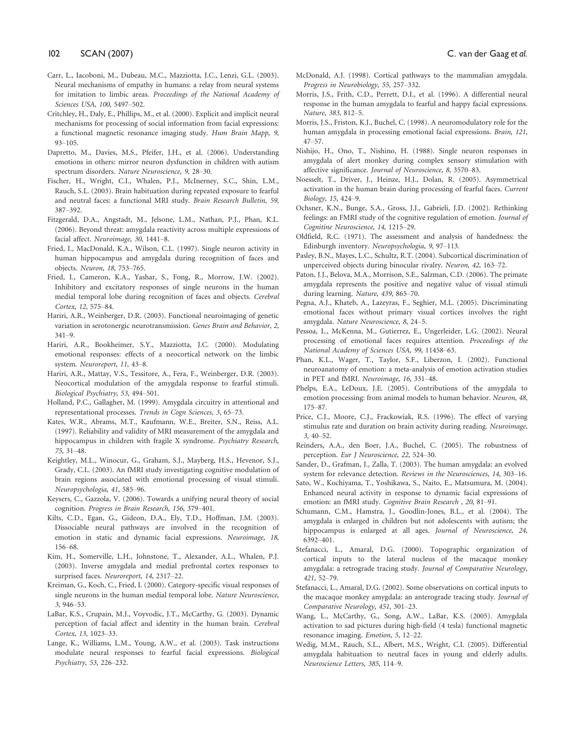Carr, L., Iacoboni, M., Dubeau, M.C., Mazziotta, J.C., Lenzi, G.L. (2003). Neural mechanisms of empathy in humans: a relay from neural systems for imitation to limbic areas. *Proceedings of the National Academy of Sciences USA*, *100*, 5497–502.

Critchley, H., Daly, E., Phillips, M., et al. (2000). Explicit and implicit neural mechanisms for processing of social information from facial expressions: a functional magnetic resonance imaging study. *Hum Brain Mapp*, *9*, 93–105.

Dapretto, M., Davies, M.S., Pfeifer, J.H., et al. (2006). Understanding emotions in others: mirror neuron dysfunction in children with autism spectrum disorders. *Nature Neuroscience*, *9*, 28–30.

Fischer, H., Wright, C.I., Whalen, P.J., McInerney, S.C., Shin, L.M., Rauch, S.L. (2003). Brain habituation during repeated exposure to fearful and neutral faces: a functional MRI study. *Brain Research Bulletin*, *59*, 387–392.

Fitzgerald, D.A., Angstadt, M., Jelsone, L.M., Nathan, P.J., Phan, K.L. (2006). Beyond threat: amygdala reactivity across multiple expressions of facial affect. *Neuroimage*, *30*, 1441–8.

Fried, I., MacDonald, K.A., Wilson, C.L. (1997). Single neuron activity in human hippocampus and amygdala during recognition of faces and objects. *Neuron*, *18*, 753–765.

Fried, I., Cameron, K.A., Yashar, S., Fong, R., Morrow, J.W. (2002). Inhibitory and excitatory responses of single neurons in the human medial temporal lobe during recognition of faces and objects. *Cerebral Cortex*, *12*, 575–84.

Hariri, A.R., Weinberger, D.R. (2003). Functional neuroimaging of genetic variation in serotonergic neurotransmission. *Genes Brain and Behavior*, *2*, 341–9.

Hariri, A.R., Bookheimer, S.Y., Mazziotta, J.C. (2000). Modulating emotional responses: effects of a neocortical network on the limbic system. *Neuroreport*, *11*, 43–8.

Hariri, A.R., Mattay, V.S., Tessitore, A., Fera, F., Weinberger, D.R. (2003). Neocortical modulation of the amygdala response to fearful stimuli. *Biological Psychiatry*, *53*, 494–501.

Holland, P.C., Gallagher, M. (1999). Amygdala circuitry in attentional and representational processes. *Trends in Cogn Sciences*, *3*, 65–73.

Kates, W.R., Abrams, M.T., Kaufmann, W.E., Breiter, S.N., Reiss, A.L. (1997). Reliability and validity of MRI measurement of the amygdala and hippocampus in children with fragile X syndrome. *Psychiatry Research*, *75*, 31–48.

Keightley, M.L., Winocur, G., Graham, S.J., Mayberg, H.S., Hevenor, S.J., Grady, C.L. (2003). An fMRI study investigating cognitive modulation of brain regions associated with emotional processing of visual stimuli. *Neuropsychologia*, *41*, 585–96.

Keysers, C., Gazzola, V. (2006). Towards a unifying neural theory of social cognition. *Progress in Brain Research*, *156*, 379–401.

Kilts, C.D., Egan, G., Gideon, D.A., Ely, T.D., Hoffman, J.M. (2003). Dissociable neural pathways are involved in the recognition of emotion in static and dynamic facial expressions. *Neuroimage*, *18*, 156–68.

Kim, H., Somerville, L.H., Johnstone, T., Alexander, A.L., Whalen, P.J. (2003). Inverse amygdala and medial prefrontal cortex responses to surprised faces. *Neuroreport*, *14*, 2317–22.

Kreiman, G., Koch, C., Fried, I. (2000). Category-specific visual responses of single neurons in the human medial temporal lobe. *Nature Neuroscience*, *3*, 946–53.

LaBar, K.S., Crupain, M.J., Voyvodic, J.T., McCarthy, G. (2003). Dynamic perception of facial affect and identity in the human brain. *Cerebral Cortex*, *13*, 1023–33.

Lange, K., Williams, L.M., Young, A.W., et al. (2003). Task instructions modulate neural responses to fearful facial expressions. *Biological Psychiatry*, *53*, 226–232.

McDonald, A.J. (1998). Cortical pathways to the mammalian amygdala. *Progress in Neurobiology*, *55*, 257–332.

Morris, J.S., Frith, C.D., Perrett, D.I., et al. (1996). A differential neural response in the human amygdala to fearful and happy facial expressions. *Nature*, *383*, 812–5.

Morris, J.S., Friston, K.J., Buchel, C. (1998). A neuromodulatory role for the human amygdala in processing emotional facial expressions. *Brain*, *121*, 47–57.

Nishijo, H., Ono, T., Nishino, H. (1988). Single neuron responses in amygdala of alert monkey during complex sensory stimulation with affective significance. *Journal of Neuroscience*, *8*, 3570–83.

Noesselt, T., Driver, J., Heinze, H.J., Dolan, R. (2005). Asymmetrical activation in the human brain during processing of fearful faces. *Current Biology*, *15*, 424–9.

Ochsner, K.N., Bunge, S.A., Gross, J.J., Gabrieli, J.D. (2002). Rethinking feelings: an FMRI study of the cognitive regulation of emotion. *Journal of Cognitine Neuroscience*, *14*, 1215–29.

Oldfield, R.C. (1971). The assessment and analysis of handedness: the Edinburgh inventory. *Neuropsychologia*, *9*, 97–113.

Pasley, B.N., Mayes, L.C., Schultz, R.T. (2004). Subcortical discrimination of unperceived objects during binocular rivalry. *Neuron*, *42*, 163–72.

Paton, J.J., Belova, M.A., Morrison, S.E., Salzman, C.D. (2006). The primate amygdala represents the positive and negative value of visual stimuli during learning. *Nature*, *439*, 865–70.

Pegna, A.J., Khateb, A., Lazeyras, F., Seghier, M.L. (2005). Discriminating emotional faces without primary visual cortices involves the right amygdala. *Nature Neuroscience*, *8*, 24–5.

Pessoa, L., McKenna, M., Gutierrez, E., Ungerleider, L.G. (2002). Neural processing of emotional faces requires attention. *Proceedings of the National Academy of Sciences USA*, *99*, 11458–63.

Phan, K.L., Wager, T., Taylor, S.F., Liberzon, I. (2002). Functional neuroanatomy of emotion: a meta-analysis of emotion activation studies in PET and fMRI. *Neuroimage*, *16*, 331–48.

Phelps, E.A., LeDoux, J.E. (2005). Contributions of the amygdala to emotion processing: from animal models to human behavior. *Neuron*, *48*, 175–87.

Price, C.J., Moore, C.J., Frackowiak, R.S. (1996). The effect of varying stimulus rate and duration on brain activity during reading. *Neuroimage*, *3*, 40–52.

Reinders, A.A., den Boer, J.A., Buchel, C. (2005). The robustness of perception. *Eur J Neuroscience*, *22*, 524–30.

Sander, D., Grafman, J., Zalla, T. (2003). The human amygdala: an evolved system for relevance detection. *Reviews in the Neurosciences*, *14*, 303–16.

Sato, W., Kochiyama, T., Yoshikawa, S., Naito, E., Matsumura, M. (2004). Enhanced neural activity in response to dynamic facial expressions of emotion: an fMRI study. *Cognitive Brain Research* , *20*, 81–91.

Schumann, C.M., Hamstra, J., Goodlin-Jones, B.L., et al. (2004). The amygdala is enlarged in children but not adolescents with autism; the hippocampus is enlarged at all ages. *Journal of Neuroscience*, *24*, 6392–401.

Stefanacci, L., Amaral, D.G. (2000). Topographic organization of cortical inputs to the lateral nucleus of the macaque monkey amygdala: a retrograde tracing study. *Journal of Comparative Neurology*, *421*, 52–79.

Stefanacci, L., Amaral, D.G. (2002). Some observations on cortical inputs to the macaque monkey amygdala: an anterograde tracing study. *Journal of Comparative Neurology*, *451*, 301–23.

Wang, L., McCarthy, G., Song, A.W., LaBar, K.S. (2005). Amygdala activation to sad pictures during high-field (4 tesla) functional magnetic resonance imaging. *Emotion*, *5*, 12–22.

Wedig, M.M., Rauch, S.L., Albert, M.S., Wright, C.I. (2005). Differential amygdala habituation to neutral faces in young and elderly adults. *Neuroscience Letters*, *385*, 114–9.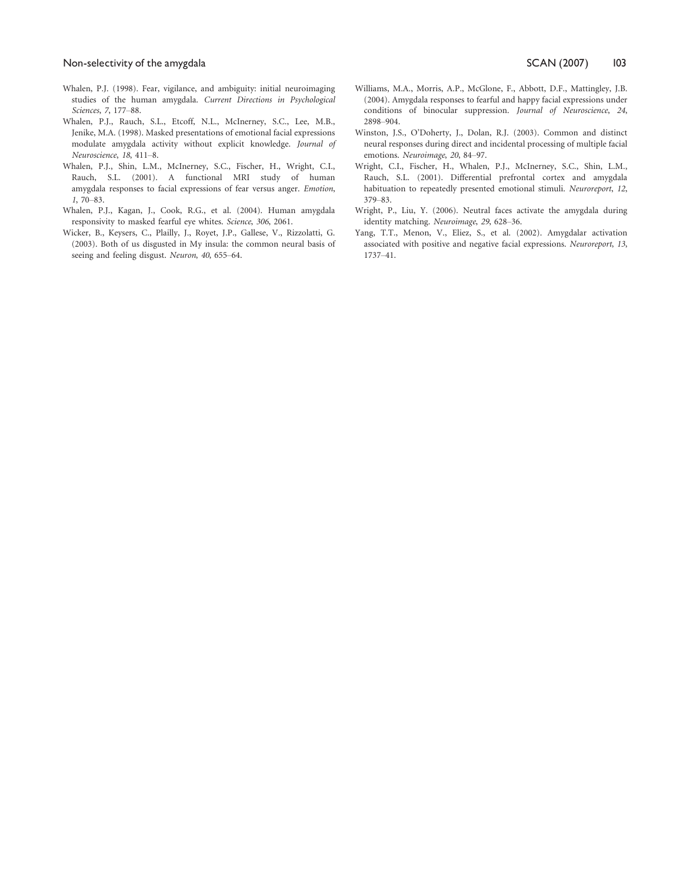Whalen, P.J. (1998). Fear, vigilance, and ambiguity: initial neuroimaging studies of the human amygdala. *Current Directions in Psychological Sciences*, *7*, 177–88.

Whalen, P.J., Rauch, S.L., Etcoff, N.L., McInerney, S.C., Lee, M.B., Jenike, M.A. (1998). Masked presentations of emotional facial expressions modulate amygdala activity without explicit knowledge. *Journal of Neuroscience*, *18*, 411–8.

Whalen, P.J., Shin, L.M., McInerney, S.C., Fischer, H., Wright, C.I., Rauch, S.L. (2001). A functional MRI study of human amygdala responses to facial expressions of fear versus anger. *Emotion*, *1*, 70–83.

Whalen, P.J., Kagan, J., Cook, R.G., et al. (2004). Human amygdala responsivity to masked fearful eye whites. *Science*, *306*, 2061.

Wicker, B., Keysers, C., Plailly, J., Royet, J.P., Gallese, V., Rizzolatti, G. (2003). Both of us disgusted in My insula: the common neural basis of seeing and feeling disgust. *Neuron*, *40*, 655–64.

Williams, M.A., Morris, A.P., McGlone, F., Abbott, D.F., Mattingley, J.B. (2004). Amygdala responses to fearful and happy facial expressions under conditions of binocular suppression. *Journal of Neuroscience*, *24*, 2898–904.

Winston, J.S., O'Doherty, J., Dolan, R.J. (2003). Common and distinct neural responses during direct and incidental processing of multiple facial emotions. *Neuroimage*, *20*, 84–97.

Wright, C.I., Fischer, H., Whalen, P.J., McInerney, S.C., Shin, L.M., Rauch, S.L. (2001). Differential prefrontal cortex and amygdala habituation to repeatedly presented emotional stimuli. *Neuroreport*, *12*, 379–83.

Wright, P., Liu, Y. (2006). Neutral faces activate the amygdala during identity matching. *Neuroimage*, *29*, 628–36.

Yang, T.T., Menon, V., Eliez, S., et al. (2002). Amygdalar activation associated with positive and negative facial expressions. *Neuroreport*, *13*, 1737–41.